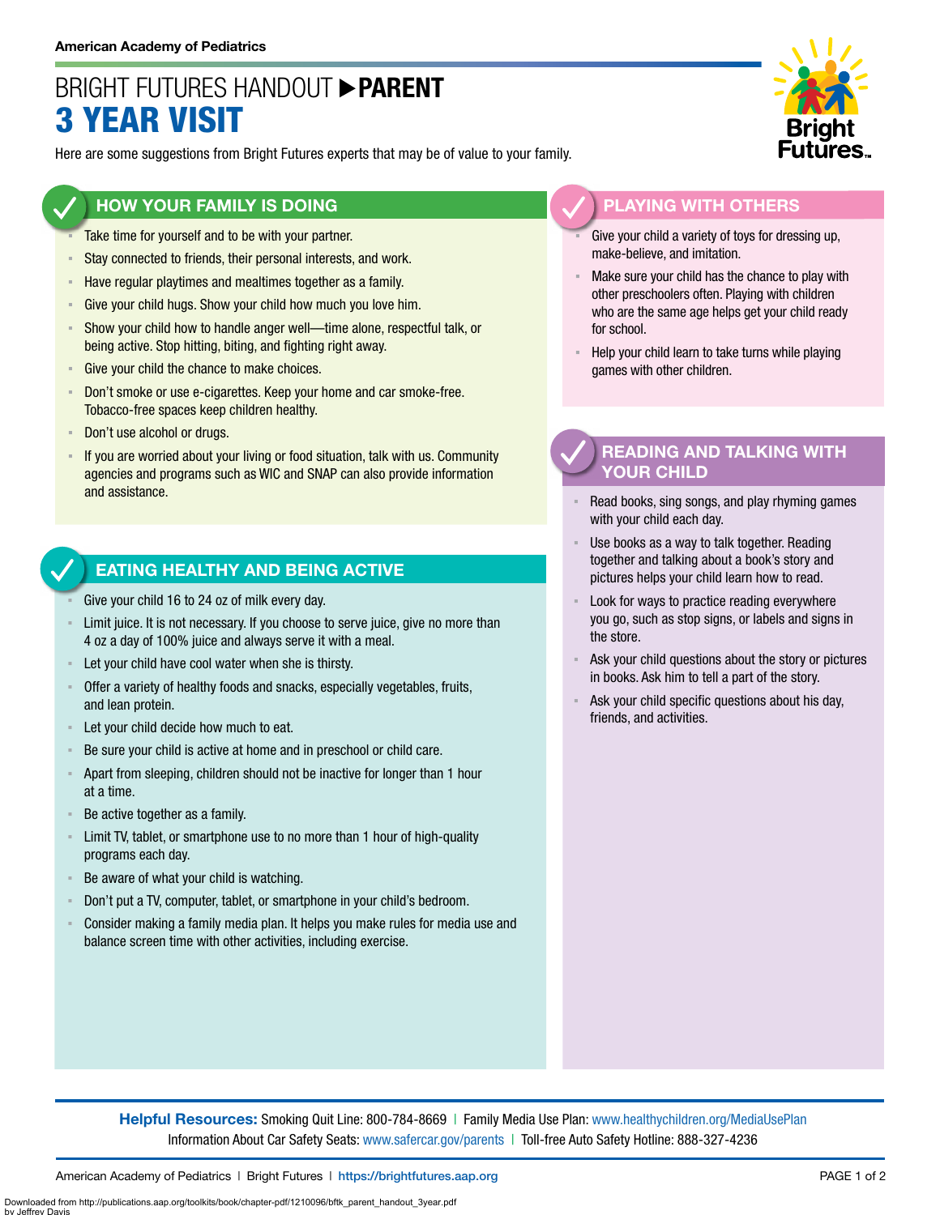American Academy of Pediatrics

# BRIGHT FUTURES HANDOUT ▶ PARENT
# 3 YEAR VISIT

Here are some suggestions from Bright Futures experts that may be of value to your family.

## HOW YOUR FAMILY IS DOING

- Take time for yourself and to be with your partner.
- Stay connected to friends, their personal interests, and work.
- Have regular playtimes and mealtimes together as a family.
- Give your child hugs. Show your child how much you love him.
- Show your child how to handle anger well—time alone, respectful talk, or being active. Stop hitting, biting, and fighting right away.
- Give your child the chance to make choices.
- Don't smoke or use e-cigarettes. Keep your home and car smoke-free. Tobacco-free spaces keep children healthy.
- Don't use alcohol or drugs.
- If you are worried about your living or food situation, talk with us. Community agencies and programs such as WIC and SNAP can also provide information and assistance.

## EATING HEALTHY AND BEING ACTIVE

- Give your child 16 to 24 oz of milk every day.
- Limit juice. It is not necessary. If you choose to serve juice, give no more than 4 oz a day of 100% juice and always serve it with a meal.
- Let your child have cool water when she is thirsty.
- Offer a variety of healthy foods and snacks, especially vegetables, fruits, and lean protein.
- Let your child decide how much to eat.
- Be sure your child is active at home and in preschool or child care.
- Apart from sleeping, children should not be inactive for longer than 1 hour at a time.
- Be active together as a family.
- Limit TV, tablet, or smartphone use to no more than 1 hour of high-quality programs each day.
- Be aware of what your child is watching.
- Don't put a TV, computer, tablet, or smartphone in your child's bedroom.
- Consider making a family media plan. It helps you make rules for media use and balance screen time with other activities, including exercise.

## PLAYING WITH OTHERS

- Give your child a variety of toys for dressing up, make-believe, and imitation.
- Make sure your child has the chance to play with other preschoolers often. Playing with children who are the same age helps get your child ready for school.
- Help your child learn to take turns while playing games with other children.

## READING AND TALKING WITH YOUR CHILD

- Read books, sing songs, and play rhyming games with your child each day.
- Use books as a way to talk together. Reading together and talking about a book's story and pictures helps your child learn how to read.
- Look for ways to practice reading everywhere you go, such as stop signs, or labels and signs in the store.
- Ask your child questions about the story or pictures in books. Ask him to tell a part of the story.
- Ask your child specific questions about his day, friends, and activities.

**Helpful Resources:** Smoking Quit Line: 800-784-8669 | Family Media Use Plan: www.healthychildren.org/MediaUsePlan
Information About Car Safety Seats: www.safercar.gov/parents | Toll-free Auto Safety Hotline: 888-327-4236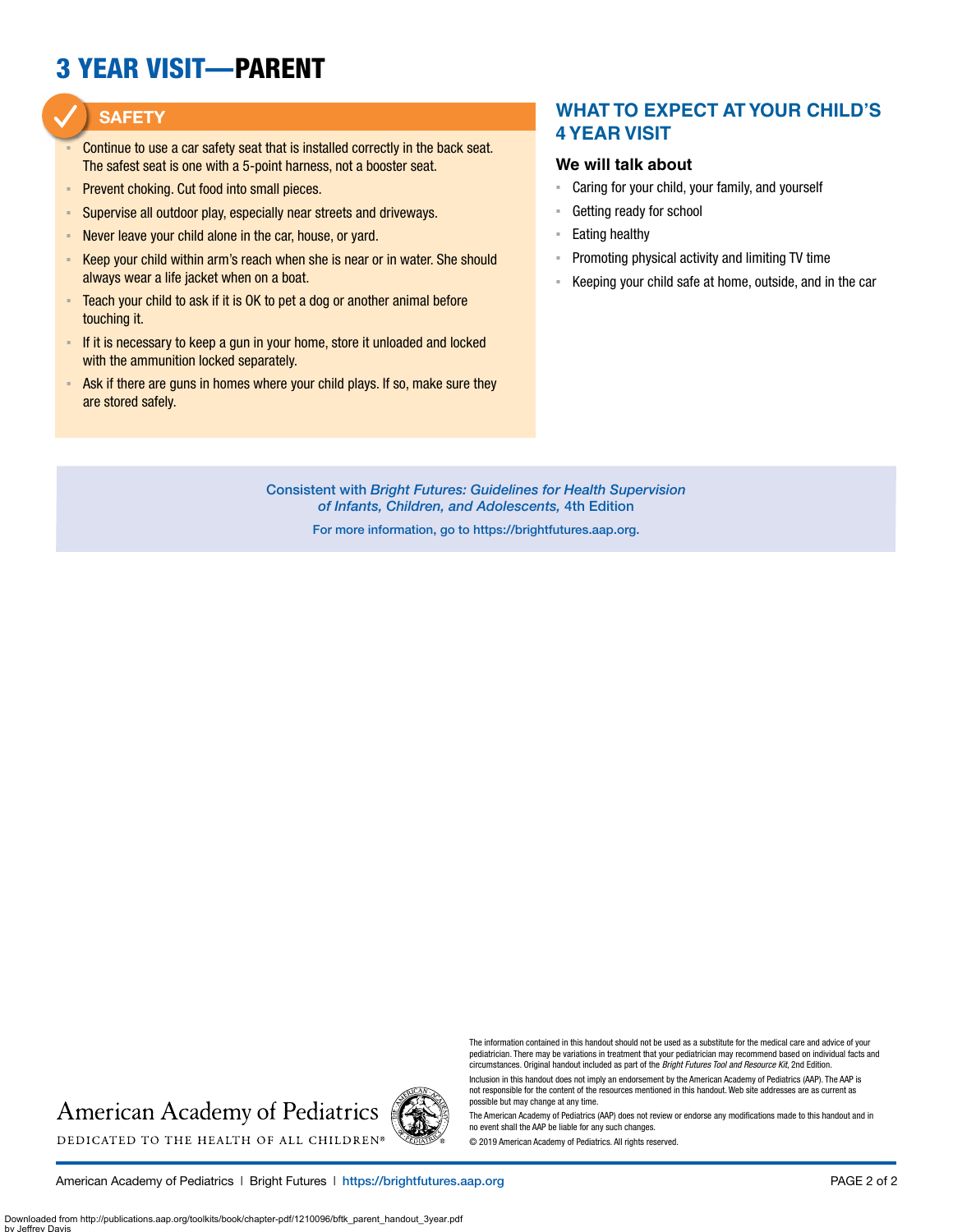# 3 YEAR VISIT—PARENT

## SAFETY

- Continue to use a car safety seat that is installed correctly in the back seat. The safest seat is one with a 5-point harness, not a booster seat.
- Prevent choking. Cut food into small pieces.
- Supervise all outdoor play, especially near streets and driveways.
- Never leave your child alone in the car, house, or yard.
- Keep your child within arm's reach when she is near or in water. She should always wear a life jacket when on a boat.
- Teach your child to ask if it is OK to pet a dog or another animal before touching it.
- If it is necessary to keep a gun in your home, store it unloaded and locked with the ammunition locked separately.
- Ask if there are guns in homes where your child plays. If so, make sure they are stored safely.

## WHAT TO EXPECT AT YOUR CHILD'S 4 YEAR VISIT

### We will talk about

- Caring for your child, your family, and yourself
- Getting ready for school
- Eating healthy
- Promoting physical activity and limiting TV time
- Keeping your child safe at home, outside, and in the car

Consistent with *Bright Futures: Guidelines for Health Supervision of Infants, Children, and Adolescents,* 4th Edition

For more information, go to https://brightfutures.aap.org.

American Academy of Pediatrics

DEDICATED TO THE HEALTH OF ALL CHILDREN®

The information contained in this handout should not be used as a substitute for the medical care and advice of your pediatrician. There may be variations in treatment that your pediatrician may recommend based on individual facts and circumstances. Original handout included as part of the *Bright Futures Tool and Resource Kit*, 2nd Edition.

Inclusion in this handout does not imply an endorsement by the American Academy of Pediatrics (AAP). The AAP is not responsible for the content of the resources mentioned in this handout. Web site addresses are as current as possible but may change at any time.

The American Academy of Pediatrics (AAP) does not review or endorse any modifications made to this handout and in no event shall the AAP be liable for any such changes.

© 2019 American Academy of Pediatrics. All rights reserved.